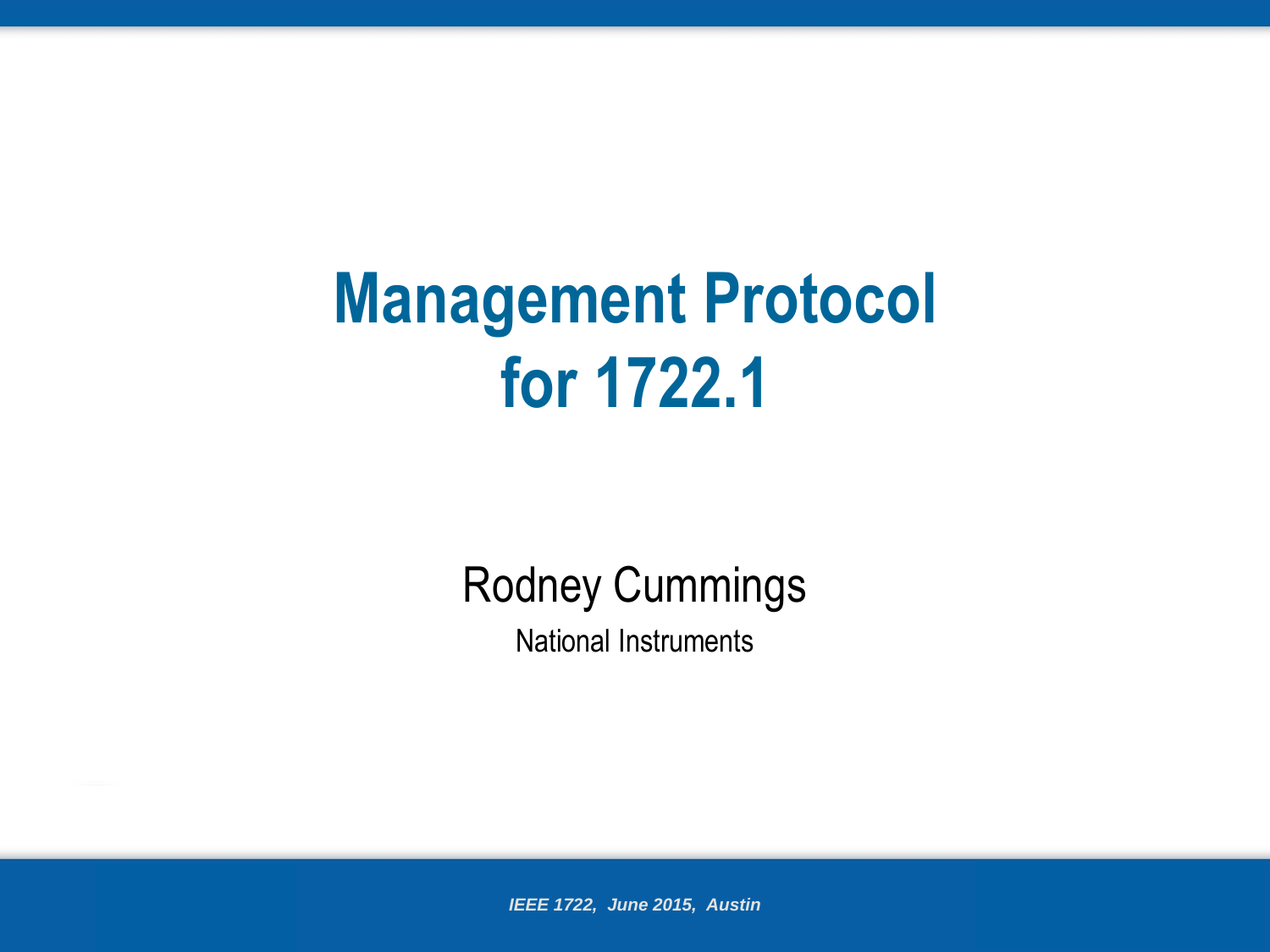# Management Protocol for 1722.1

Rodney Cummings

National Instruments

*IEEE 1722, June 2015, Austin*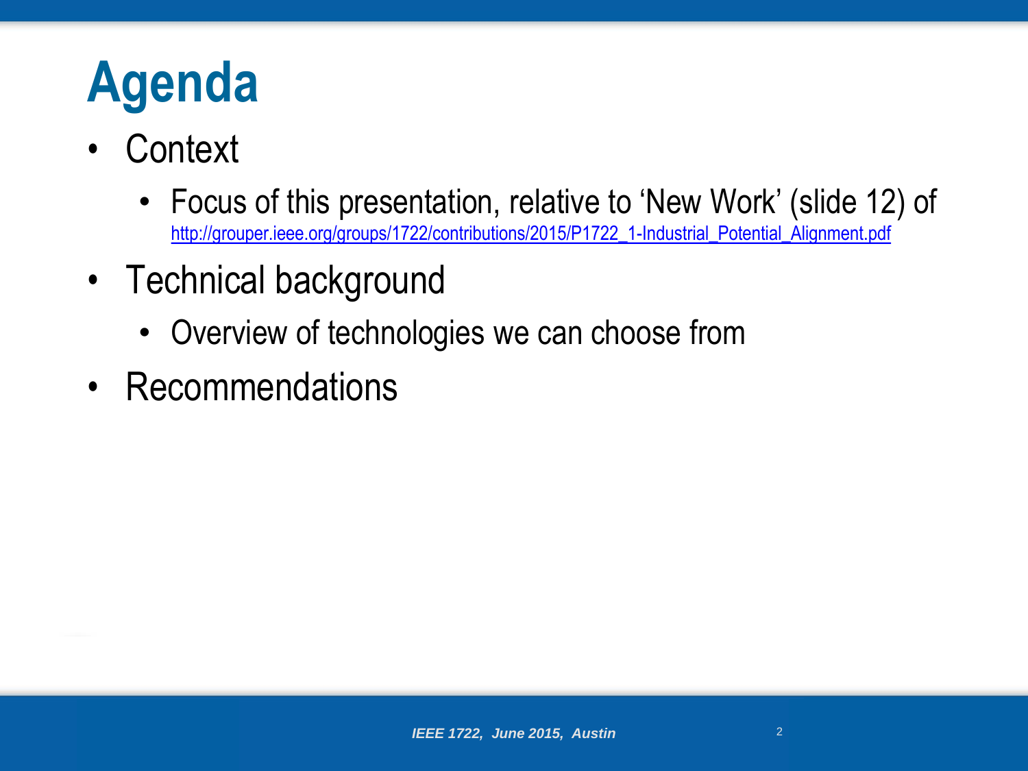# Agenda

- Context
  - Focus of this presentation, relative to 'New Work' (slide 12) of [http://grouper.ieee.org/groups/1722/contributions/2015/P1722_1-Industrial_Potential_Alignment.pdf](http://grouper.ieee.org/groups/1722/contributions/2015/P1722_1-Industrial_Potential_Alignment.pdf)
- Technical background
  - Overview of technologies we can choose from
- Recommendations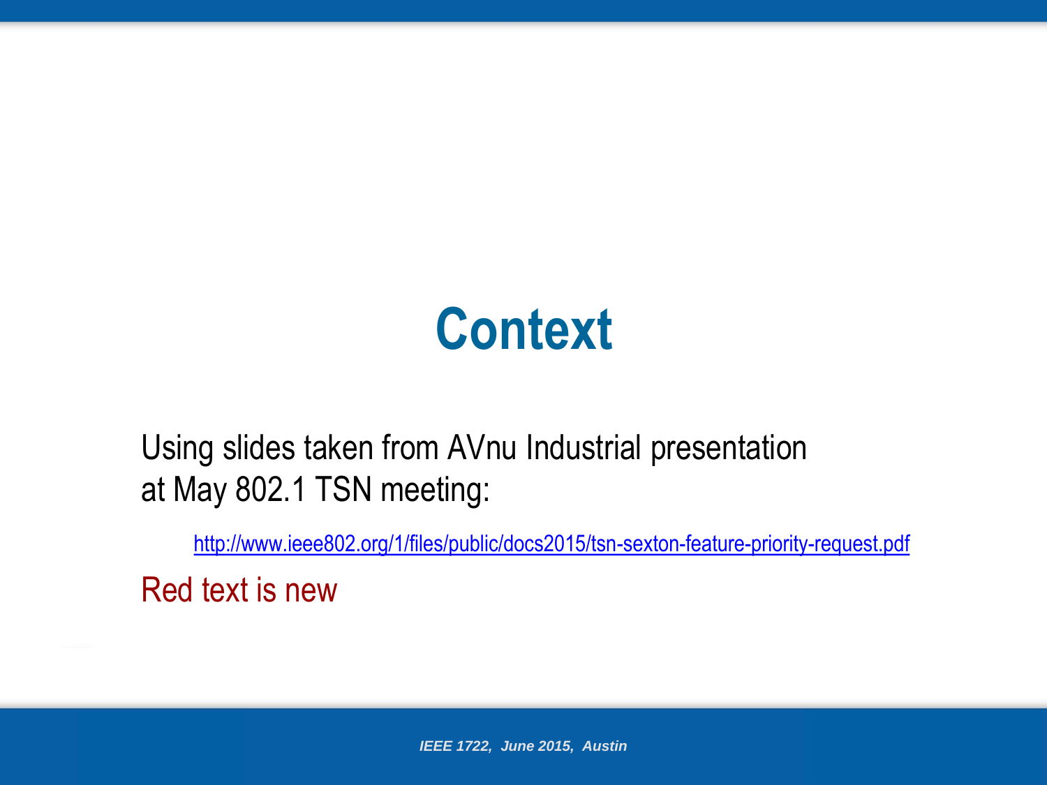# Context

Using slides taken from AVnu Industrial presentation at May 802.1 TSN meeting:

http://www.ieee802.org/1/files/public/docs2015/tsn-sexton-feature-priority-request.pdf

Red text is new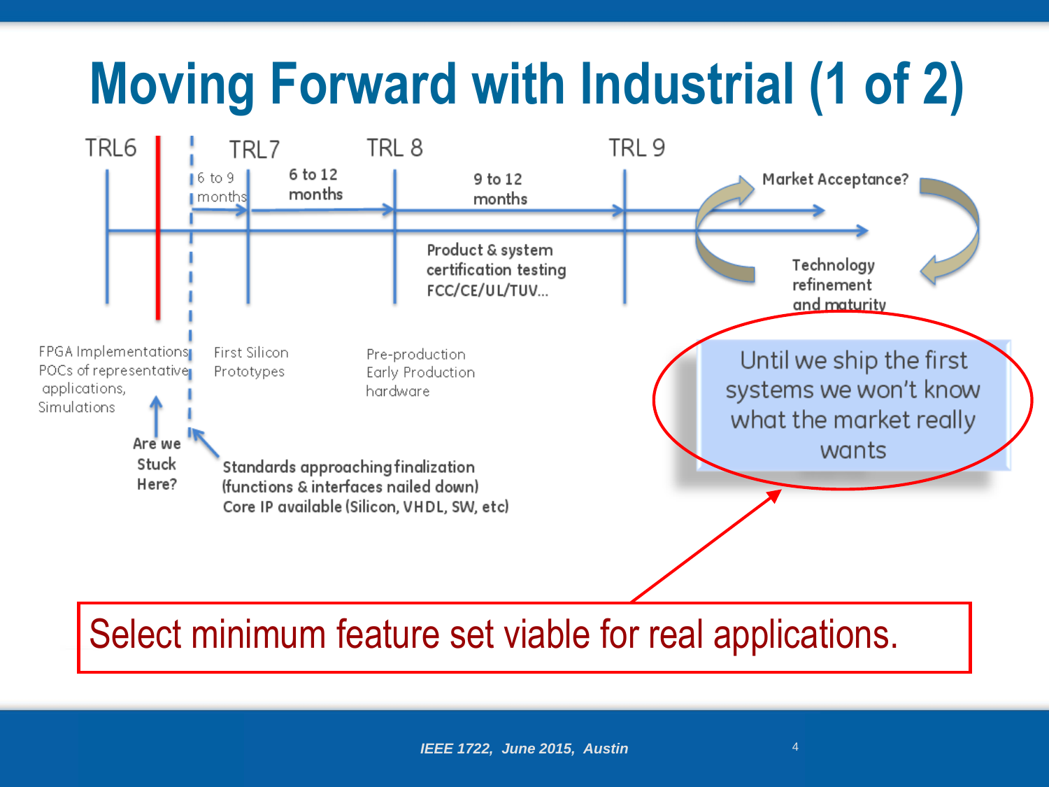# Moving Forward with Industrial (1 of 2)

TRL6 | TRL7 | TRL 8 | TRL 9

6 to 9 months

6 to 12 months

9 to 12 months

Market Acceptance?

Product & system certification testing FCC/CE/UL/TUV...

Technology refinement and maturity

FPGA Implementations POCs of representative applications, Simulations

First Silicon Prototypes

Pre-production Early Production hardware

Are we Stuck Here?

Standards approaching finalization (functions & interfaces nailed down) Core IP available (Silicon, VHDL, SW, etc)

Until we ship the first systems we won't know what the market really wants

Select minimum feature set viable for real applications.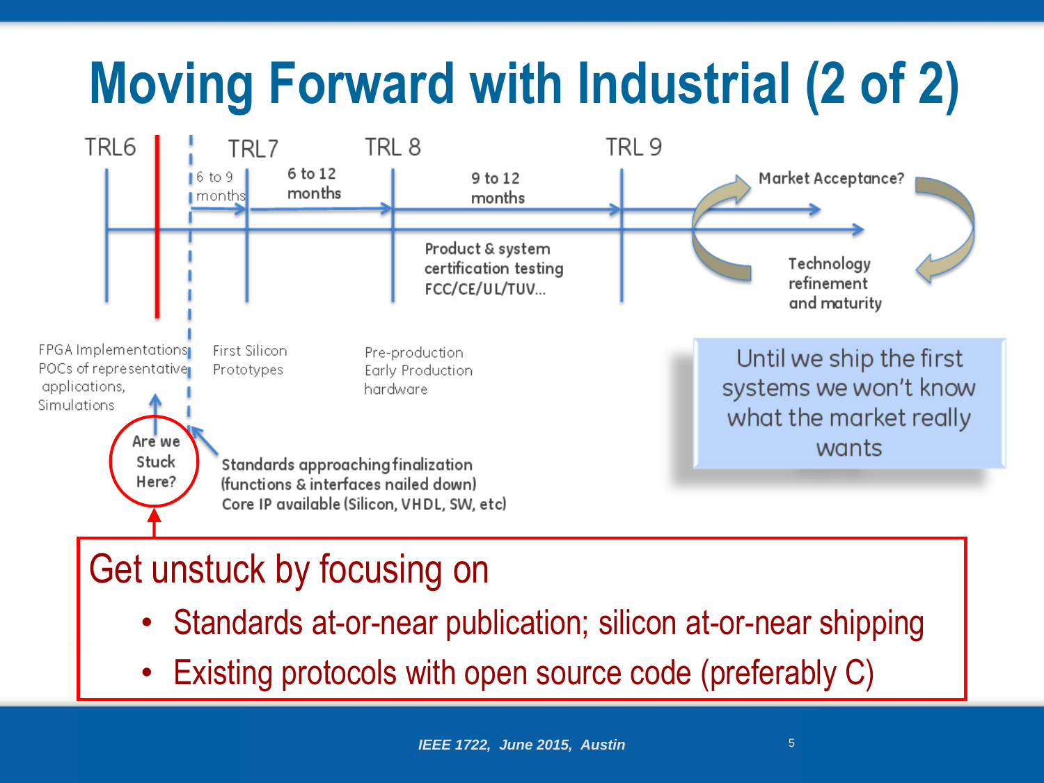# Moving Forward with Industrial (2 of 2)

TRL6 | TRL7 | TRL 8 | TRL 9

6 to 9 months — 6 to 12 months — 9 to 12 months

Product & system certification testing FCC/CE/UL/TUV…

Market Acceptance?

Technology refinement and maturity

FPGA Implementations, POCs of representative applications, Simulations

First Silicon Prototypes

Pre-production Early Production hardware

Are we Stuck Here?

Standards approaching finalization (functions & interfaces nailed down) Core IP available (Silicon, VHDL, SW, etc)

Until we ship the first systems we won't know what the market really wants

Get unstuck by focusing on

- Standards at-or-near publication; silicon at-or-near shipping
- Existing protocols with open source code (preferably C)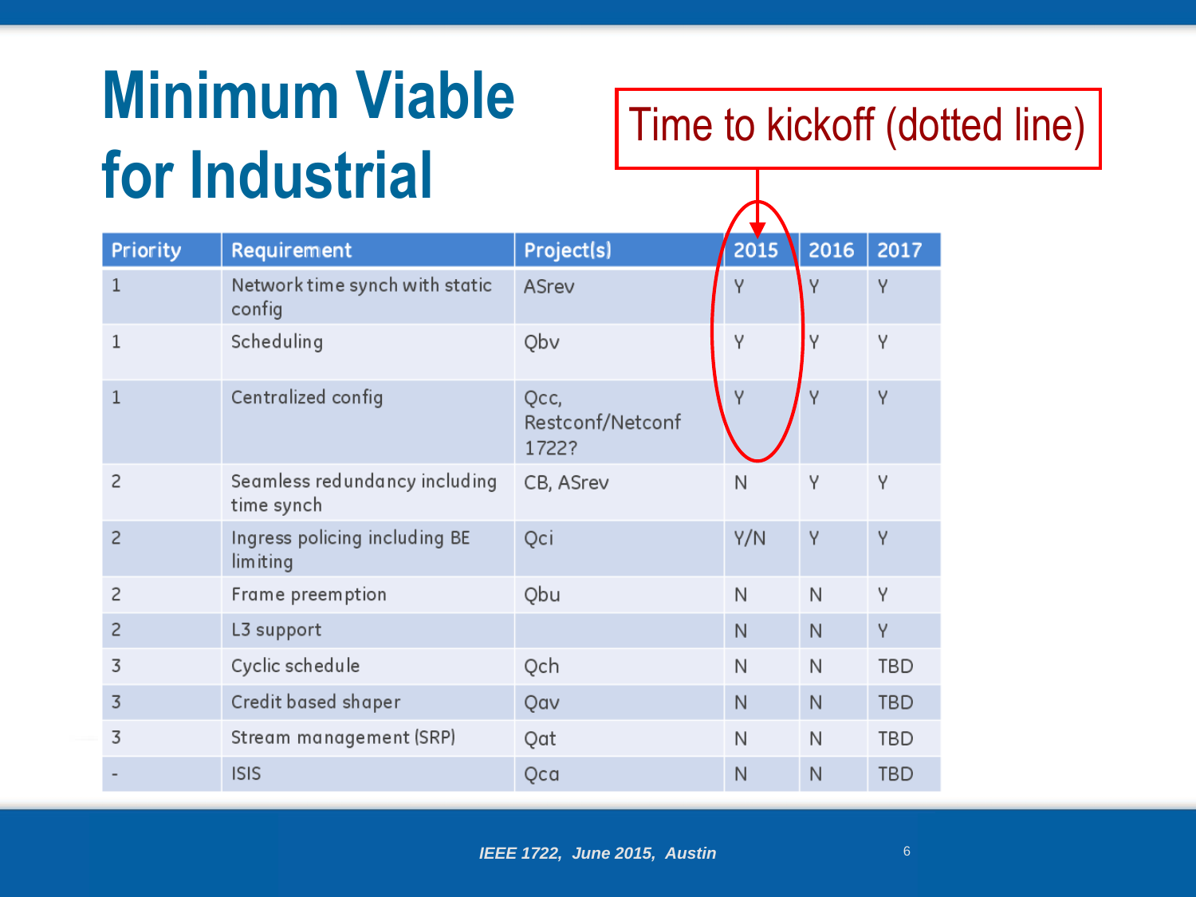# Minimum Viable for Industrial

Time to kickoff (dotted line)

| Priority | Requirement | Project(s) | 2015 | 2016 | 2017 |
|---|---|---|---|---|---|
| 1 | Network time synch with static config | ASrev | Y | Y | Y |
| 1 | Scheduling | Qbv | Y | Y | Y |
| 1 | Centralized config | Qcc, Restconf/Netconf 1722? | Y | Y | Y |
| 2 | Seamless redundancy including time synch | CB, ASrev | N | Y | Y |
| 2 | Ingress policing including BE limiting | Qci | Y/N | Y | Y |
| 2 | Frame preemption | Qbu | N | N | Y |
| 2 | L3 support | | N | N | Y |
| 3 | Cyclic schedule | Qch | N | N | TBD |
| 3 | Credit based shaper | Qav | N | N | TBD |
| 3 | Stream management (SRP) | Qat | N | N | TBD |
| - | ISIS | Qca | N | N | TBD |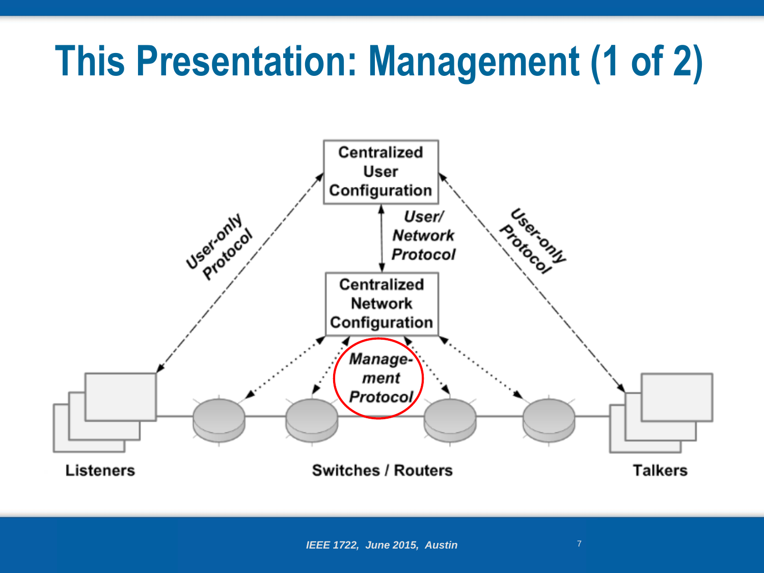# This Presentation: Management (1 of 2)

Centralized User Configuration

User/ Network Protocol

User-only Protocol

User-only Protocol

Centralized Network Configuration

Manage- ment Protocol

Listeners

Switches / Routers

Talkers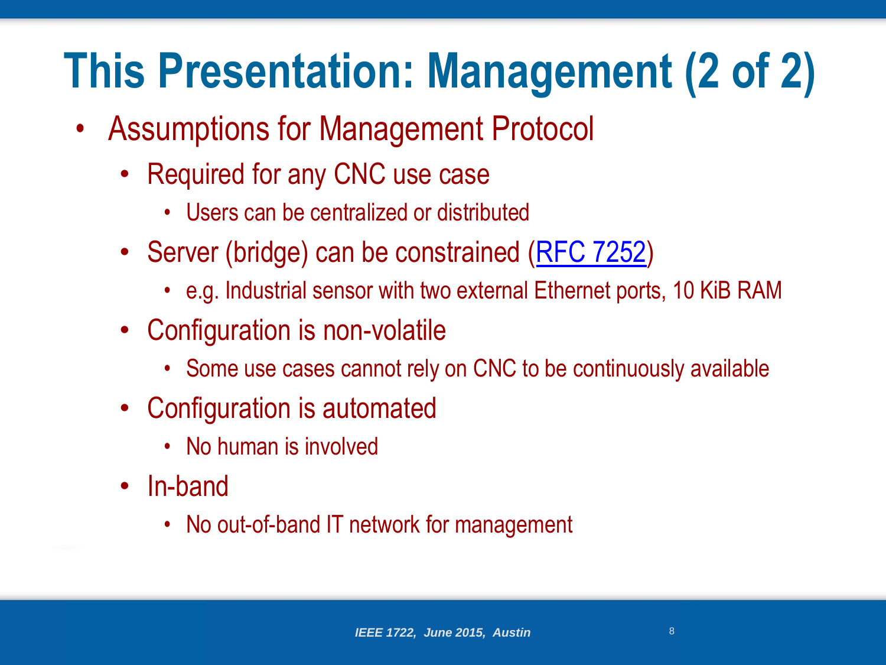# This Presentation: Management (2 of 2)

- Assumptions for Management Protocol
  - Required for any CNC use case
    - Users can be centralized or distributed
  - Server (bridge) can be constrained (RFC 7252)
    - e.g. Industrial sensor with two external Ethernet ports, 10 KiB RAM
  - Configuration is non-volatile
    - Some use cases cannot rely on CNC to be continuously available
  - Configuration is automated
    - No human is involved
  - In-band
    - No out-of-band IT network for management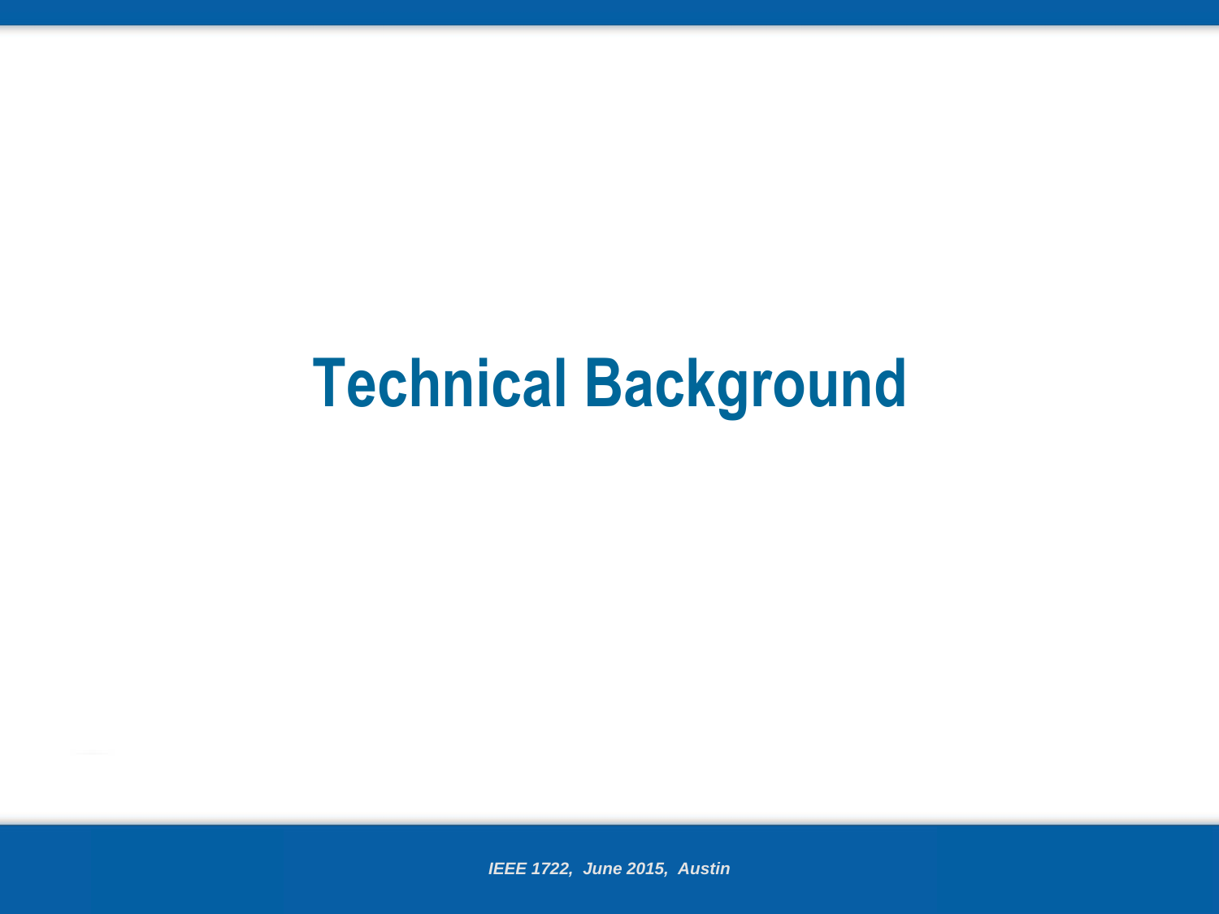# Technical Background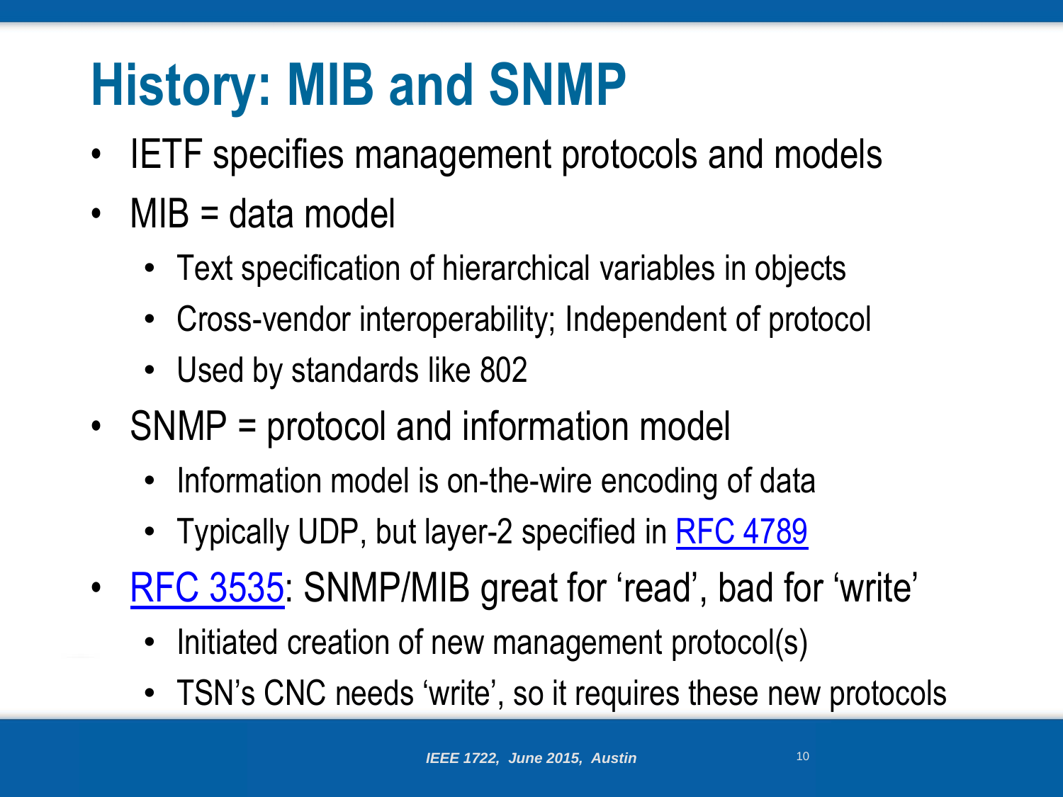# History: MIB and SNMP

- IETF specifies management protocols and models
- MIB = data model
  - Text specification of hierarchical variables in objects
  - Cross-vendor interoperability; Independent of protocol
  - Used by standards like 802
- SNMP = protocol and information model
  - Information model is on-the-wire encoding of data
  - Typically UDP, but layer-2 specified in RFC 4789
- RFC 3535: SNMP/MIB great for 'read', bad for 'write'
  - Initiated creation of new management protocol(s)
  - TSN's CNC needs 'write', so it requires these new protocols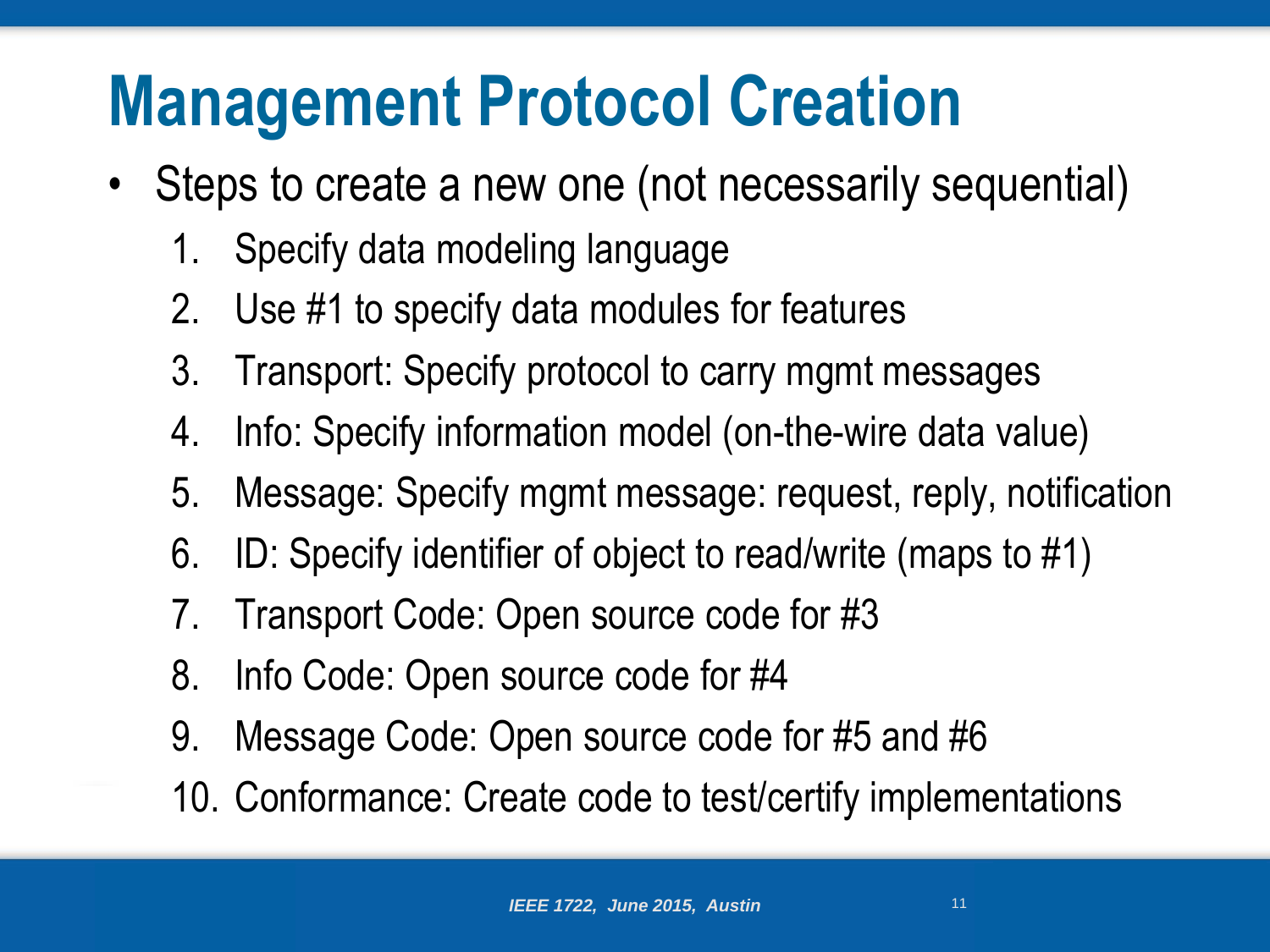# Management Protocol Creation

- Steps to create a new one (not necessarily sequential)
  1. Specify data modeling language
  2. Use #1 to specify data modules for features
  3. Transport: Specify protocol to carry mgmt messages
  4. Info: Specify information model (on-the-wire data value)
  5. Message: Specify mgmt message: request, reply, notification
  6. ID: Specify identifier of object to read/write (maps to #1)
  7. Transport Code: Open source code for #3
  8. Info Code: Open source code for #4
  9. Message Code: Open source code for #5 and #6
  10. Conformance: Create code to test/certify implementations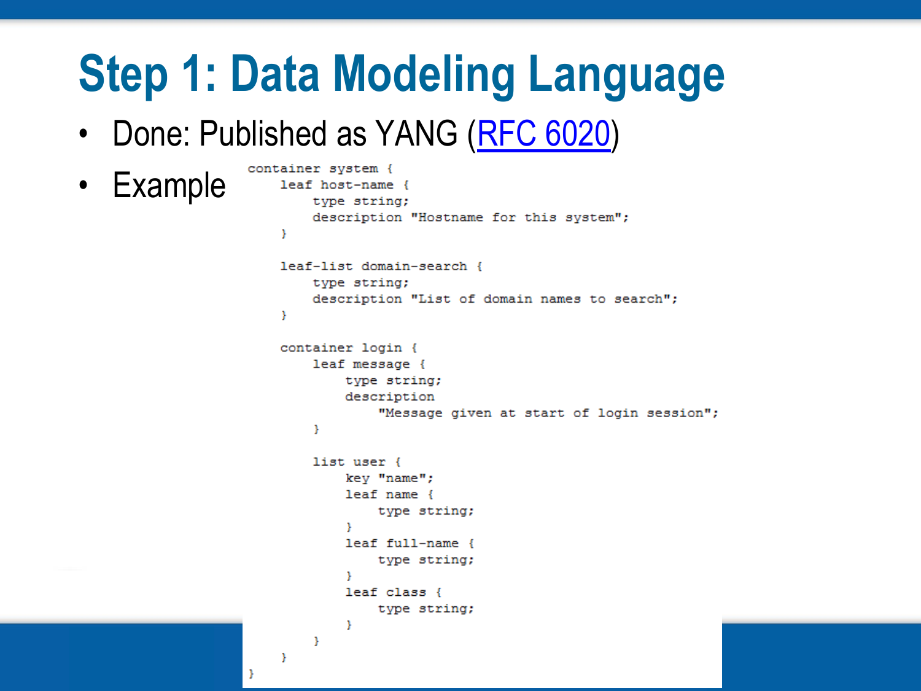# Step 1: Data Modeling Language

- Done: Published as YANG ([RFC 6020](RFC 6020))
- Example

```
container system {
    leaf host-name {
        type string;
        description "Hostname for this system";
    }

    leaf-list domain-search {
        type string;
        description "List of domain names to search";
    }

    container login {
        leaf message {
            type string;
            description
                "Message given at start of login session";
        }

        list user {
            key "name";
            leaf name {
                type string;
            }
            leaf full-name {
                type string;
            }
            leaf class {
                type string;
            }
        }
    }
}
```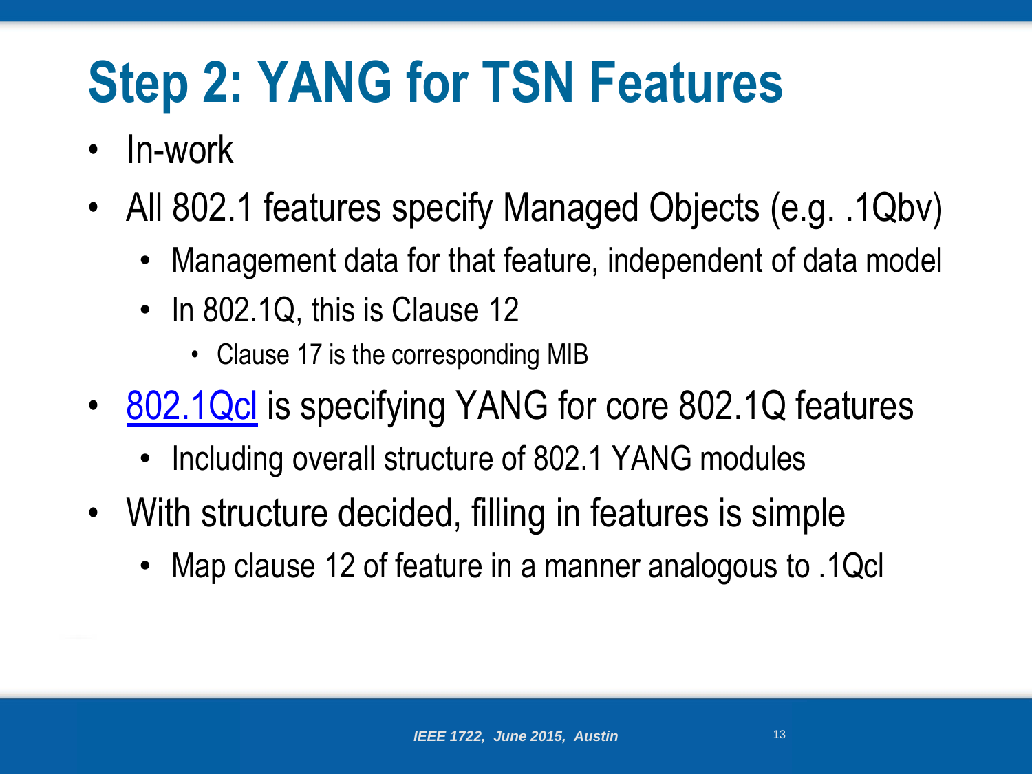# Step 2: YANG for TSN Features

- In-work
- All 802.1 features specify Managed Objects (e.g. .1Qbv)
  - Management data for that feature, independent of data model
  - In 802.1Q, this is Clause 12
    - Clause 17 is the corresponding MIB
- 802.1Qcl is specifying YANG for core 802.1Q features
  - Including overall structure of 802.1 YANG modules
- With structure decided, filling in features is simple
  - Map clause 12 of feature in a manner analogous to .1Qcl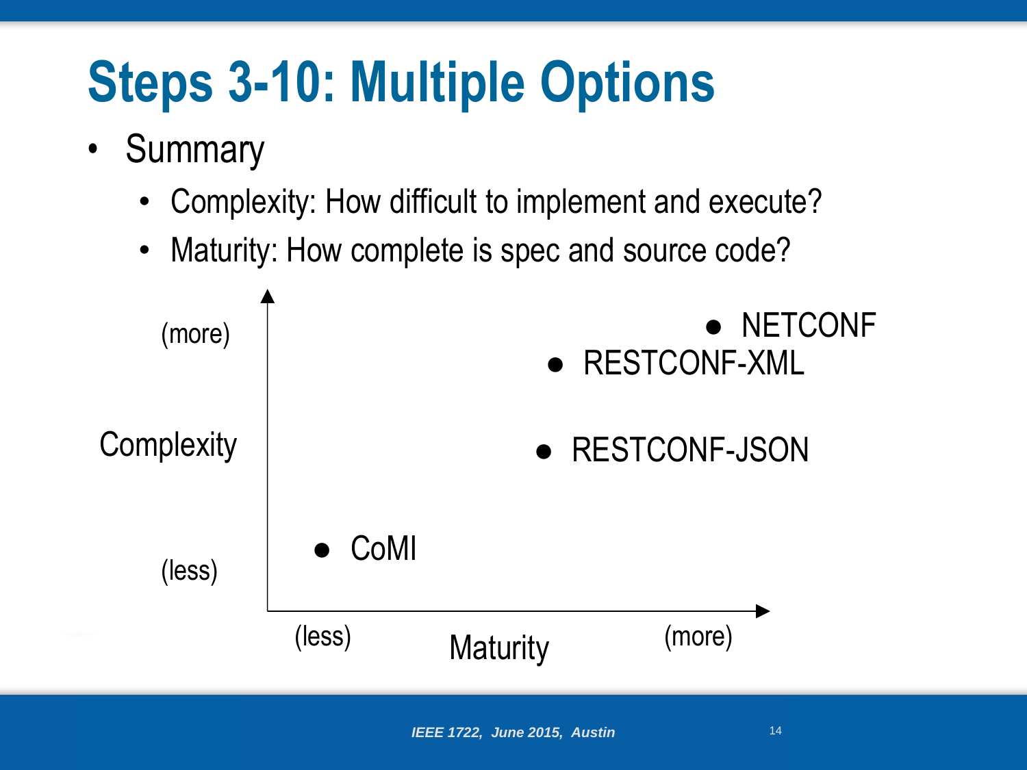# Steps 3-10: Multiple Options

- Summary
  - Complexity: How difficult to implement and execute?
  - Maturity: How complete is spec and source code?

Complexity: (more) / (less)

- NETCONF
- RESTCONF-XML
- RESTCONF-JSON
- CoMI

Maturity: (less) / (more)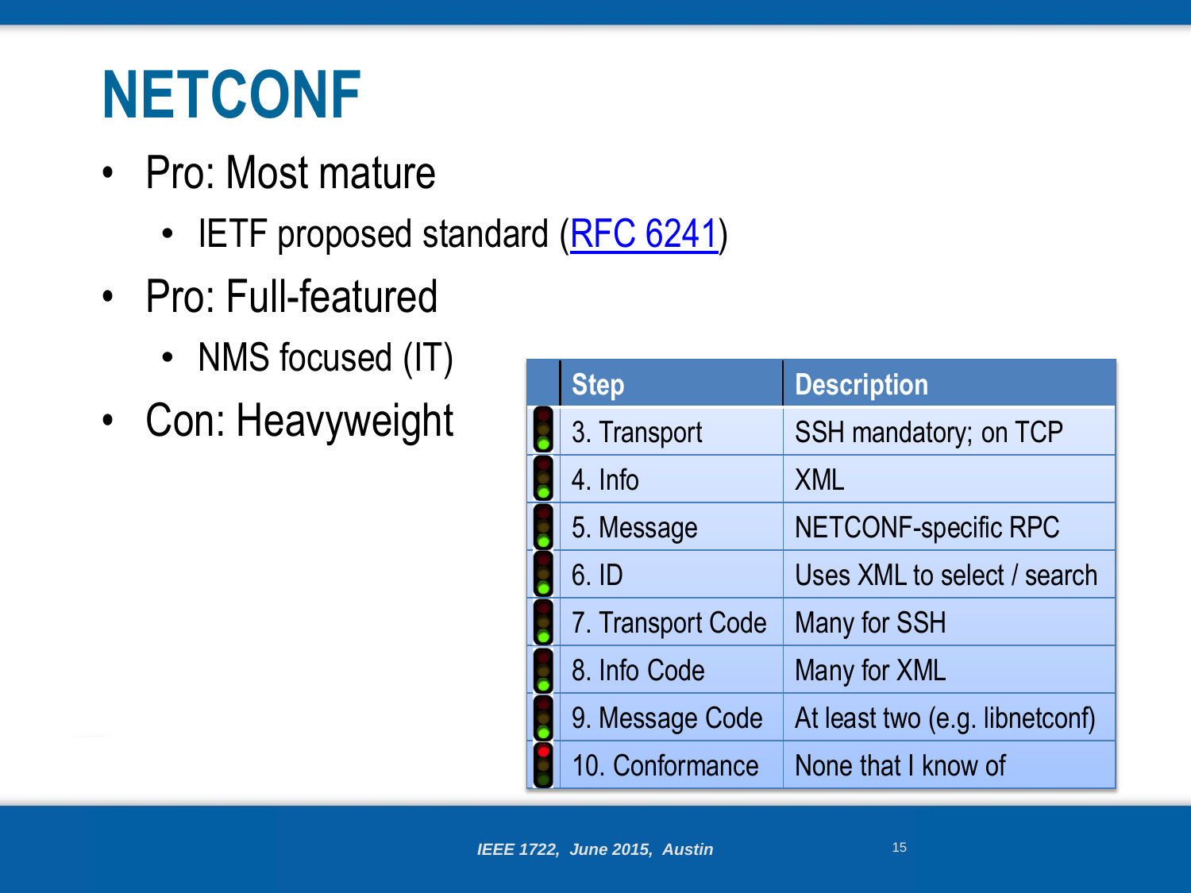# NETCONF

- Pro: Most mature
  - IETF proposed standard (RFC 6241)
- Pro: Full-featured
  - NMS focused (IT)
- Con: Heavyweight

| | Step | Description |
|---|---|---|
| | 3. Transport | SSH mandatory; on TCP |
| | 4. Info | XML |
| | 5. Message | NETCONF-specific RPC |
| | 6. ID | Uses XML to select / search |
| | 7. Transport Code | Many for SSH |
| | 8. Info Code | Many for XML |
| | 9. Message Code | At least two (e.g. libnetconf) |
| | 10. Conformance | None that I know of |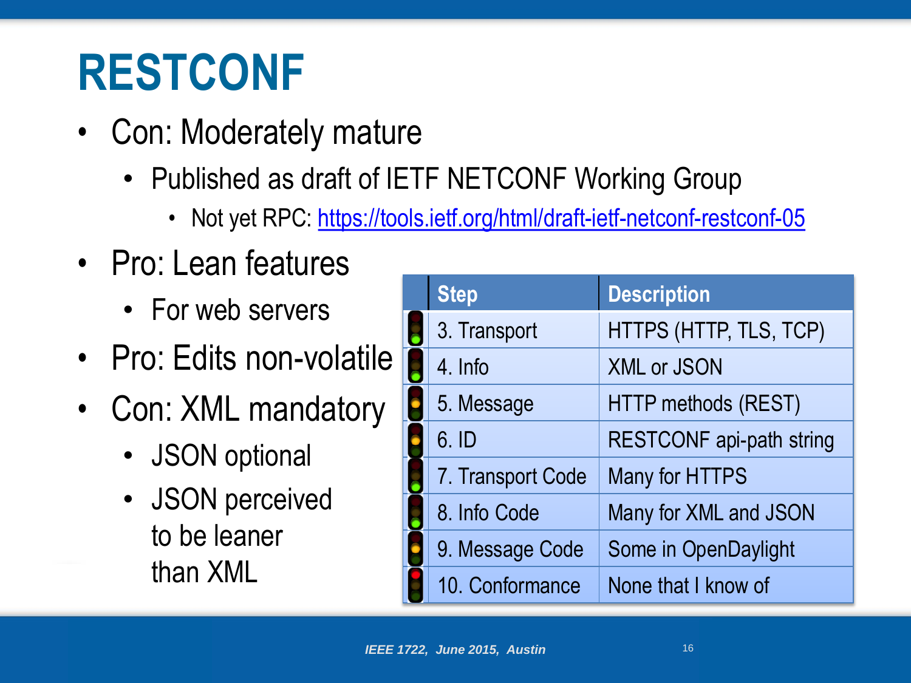# RESTCONF

- Con: Moderately mature
  - Published as draft of IETF NETCONF Working Group
    - Not yet RPC: https://tools.ietf.org/html/draft-ietf-netconf-restconf-05
- Pro: Lean features
  - For web servers
- Pro: Edits non-volatile
- Con: XML mandatory
  - JSON optional
  - JSON perceived to be leaner than XML

| Step | Description |
| --- | --- |
| 3. Transport | HTTPS (HTTP, TLS, TCP) |
| 4. Info | XML or JSON |
| 5. Message | HTTP methods (REST) |
| 6. ID | RESTCONF api-path string |
| 7. Transport Code | Many for HTTPS |
| 8. Info Code | Many for XML and JSON |
| 9. Message Code | Some in OpenDaylight |
| 10. Conformance | None that I know of |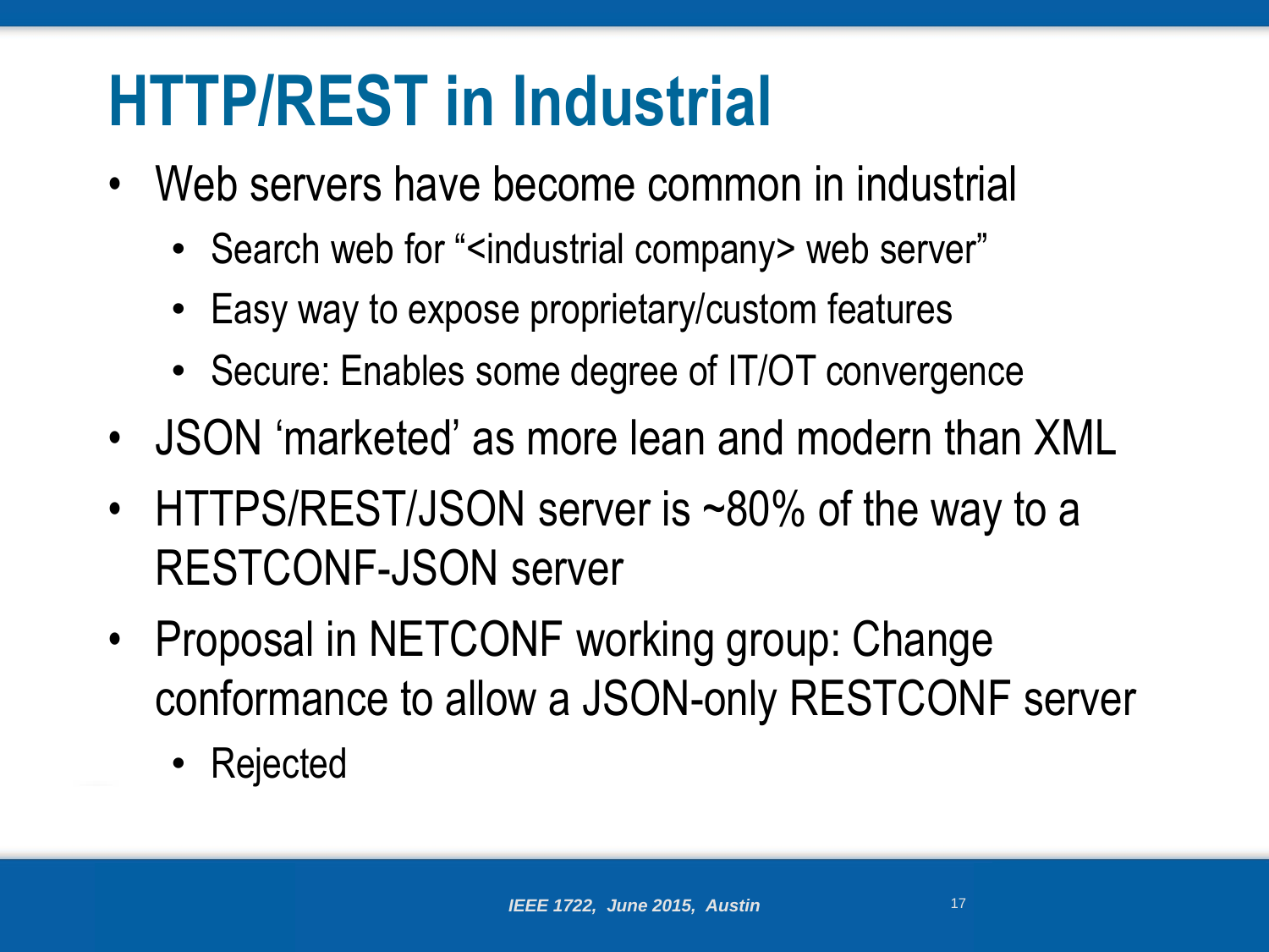# HTTP/REST in Industrial

- Web servers have become common in industrial
  - Search web for “<industrial company> web server”
  - Easy way to expose proprietary/custom features
  - Secure: Enables some degree of IT/OT convergence
- JSON ‘marketed’ as more lean and modern than XML
- HTTPS/REST/JSON server is ~80% of the way to a RESTCONF-JSON server
- Proposal in NETCONF working group: Change conformance to allow a JSON-only RESTCONF server
  - Rejected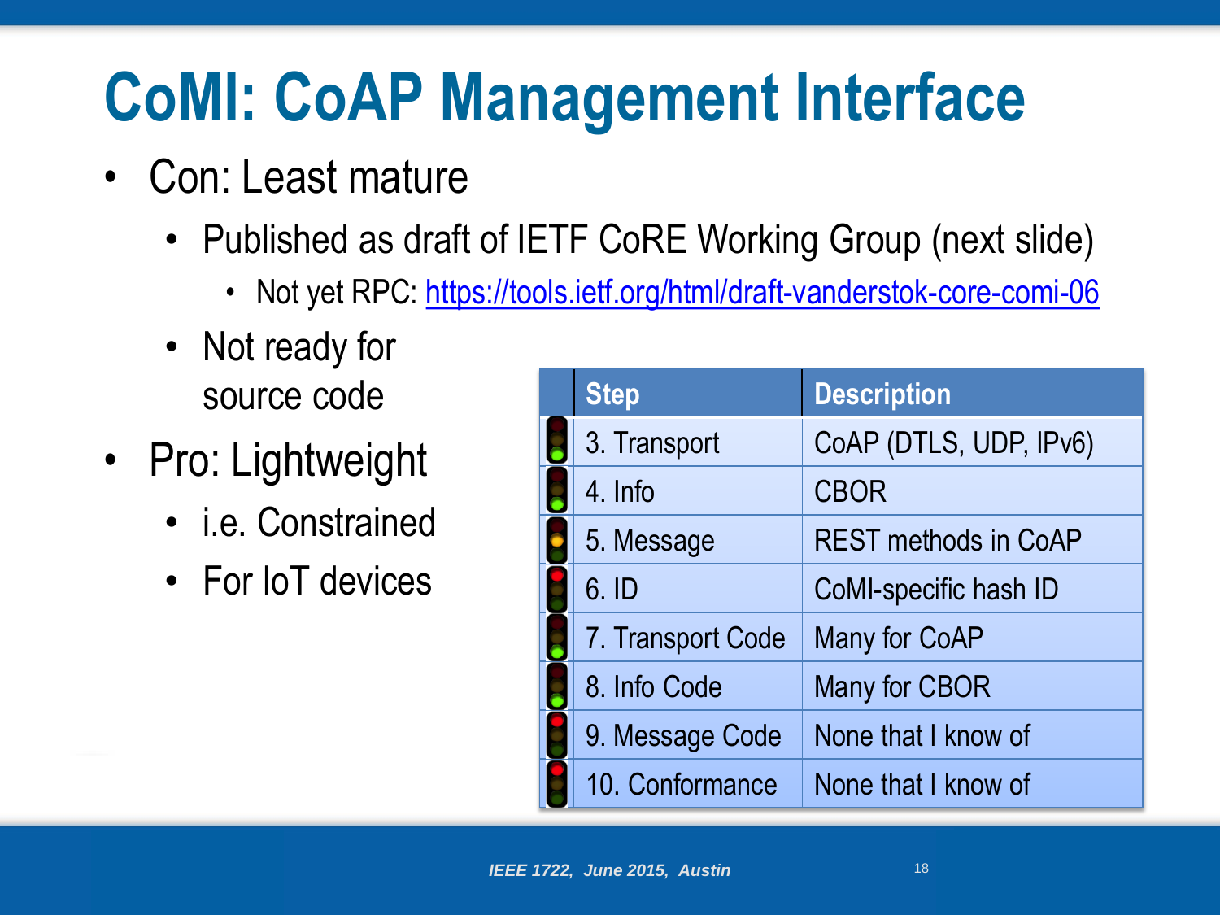# CoMI: CoAP Management Interface

- Con: Least mature
  - Published as draft of IETF CoRE Working Group (next slide)
    - Not yet RPC: https://tools.ietf.org/html/draft-vanderstok-core-comi-06
  - Not ready for source code
- Pro: Lightweight
  - i.e. Constrained
  - For IoT devices

| | Step | Description |
|---|---|---|
| | 3. Transport | CoAP (DTLS, UDP, IPv6) |
| | 4. Info | CBOR |
| | 5. Message | REST methods in CoAP |
| | 6. ID | CoMI-specific hash ID |
| | 7. Transport Code | Many for CoAP |
| | 8. Info Code | Many for CBOR |
| | 9. Message Code | None that I know of |
| | 10. Conformance | None that I know of |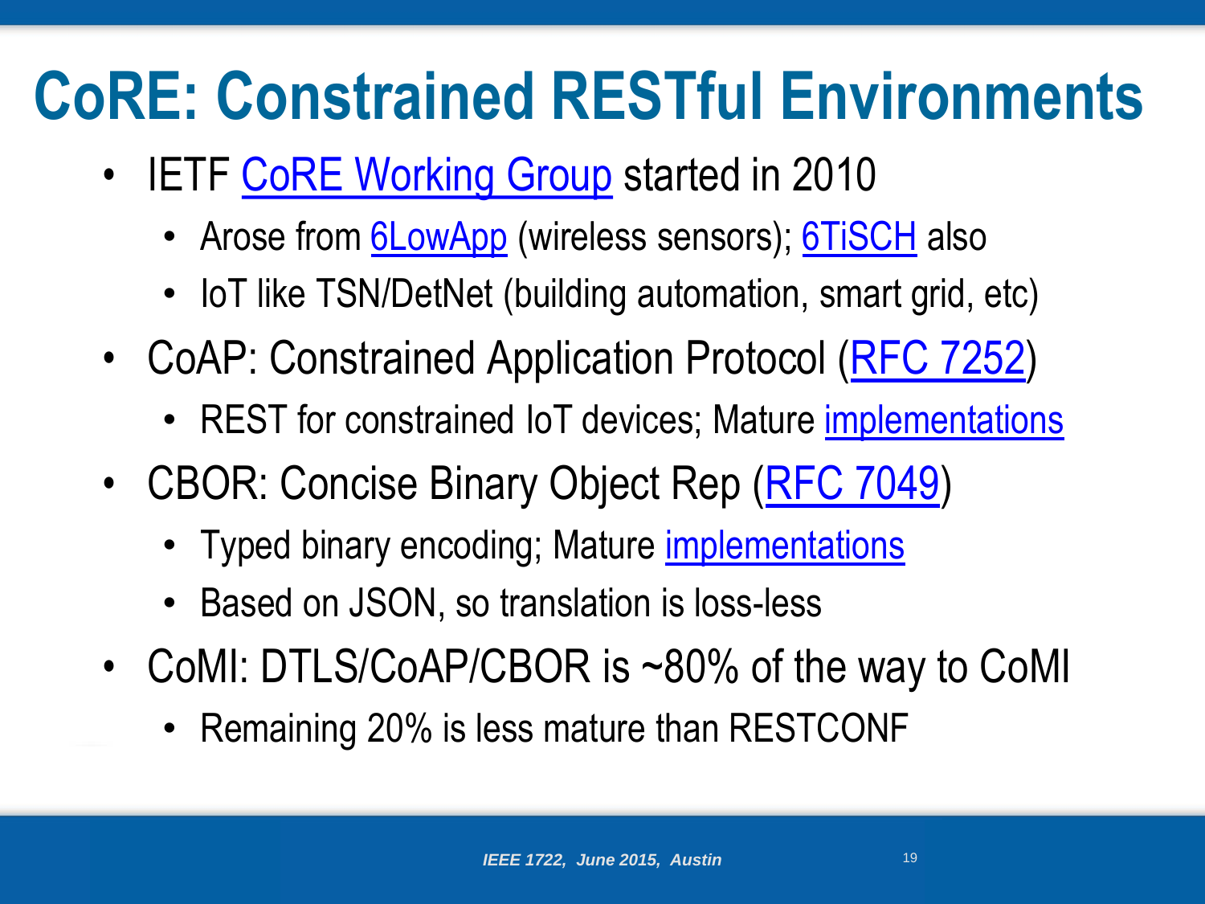# CoRE: Constrained RESTful Environments

- IETF CoRE Working Group started in 2010
  - Arose from 6LowApp (wireless sensors); 6TiSCH also
  - IoT like TSN/DetNet (building automation, smart grid, etc)
- CoAP: Constrained Application Protocol (RFC 7252)
  - REST for constrained IoT devices; Mature implementations
- CBOR: Concise Binary Object Rep (RFC 7049)
  - Typed binary encoding; Mature implementations
  - Based on JSON, so translation is loss-less
- CoMI: DTLS/CoAP/CBOR is ~80% of the way to CoMI
  - Remaining 20% is less mature than RESTCONF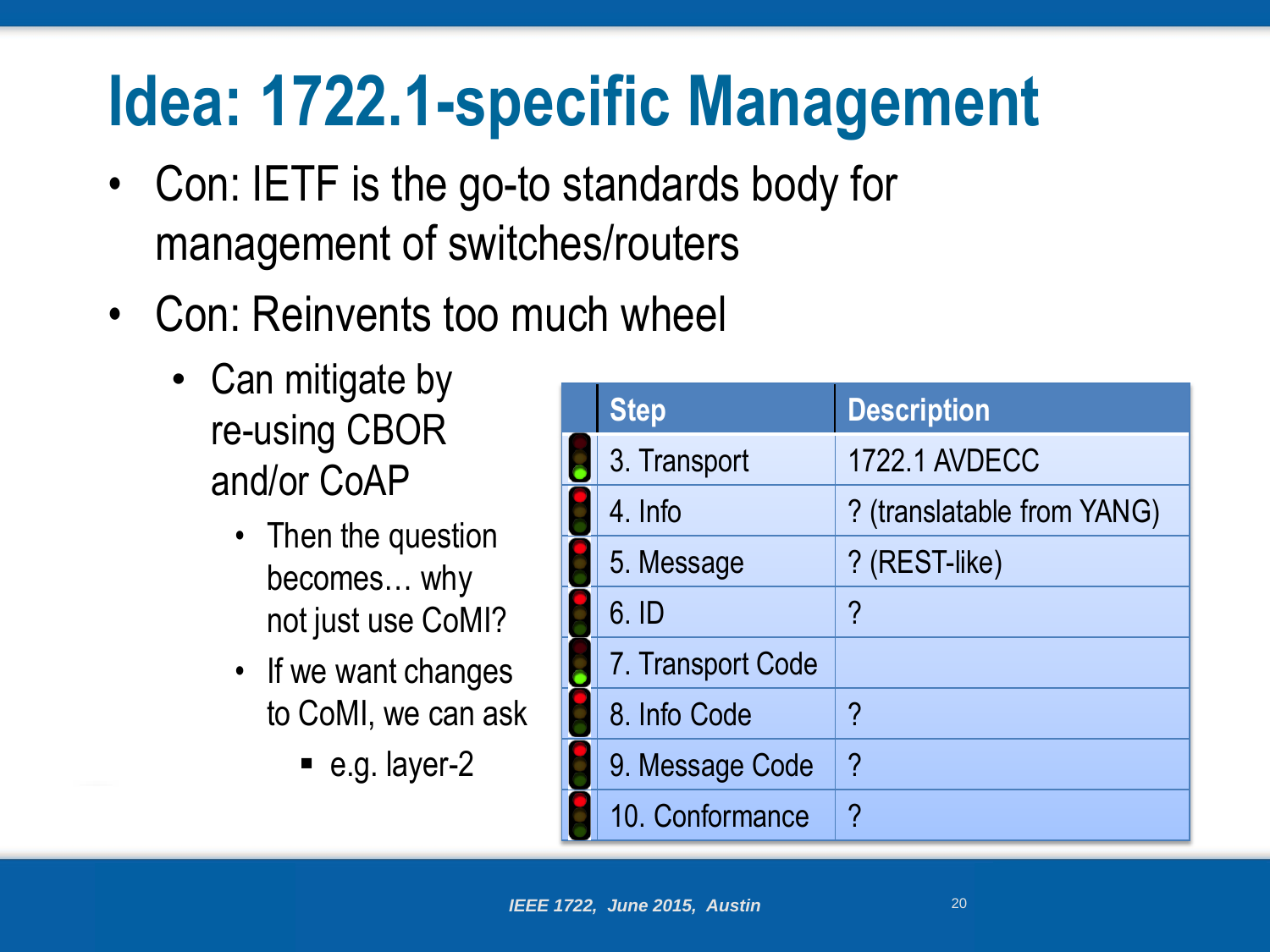# Idea: 1722.1-specific Management

- Con: IETF is the go-to standards body for management of switches/routers
- Con: Reinvents too much wheel
  - Can mitigate by re-using CBOR and/or CoAP
    - Then the question becomes… why not just use CoMI?
    - If we want changes to CoMI, we can ask
      - e.g. layer-2

| Step | Description |
|---|---|
| 3. Transport | 1722.1 AVDECC |
| 4. Info | ? (translatable from YANG) |
| 5. Message | ? (REST-like) |
| 6. ID | ? |
| 7. Transport Code | |
| 8. Info Code | ? |
| 9. Message Code | ? |
| 10. Conformance | ? |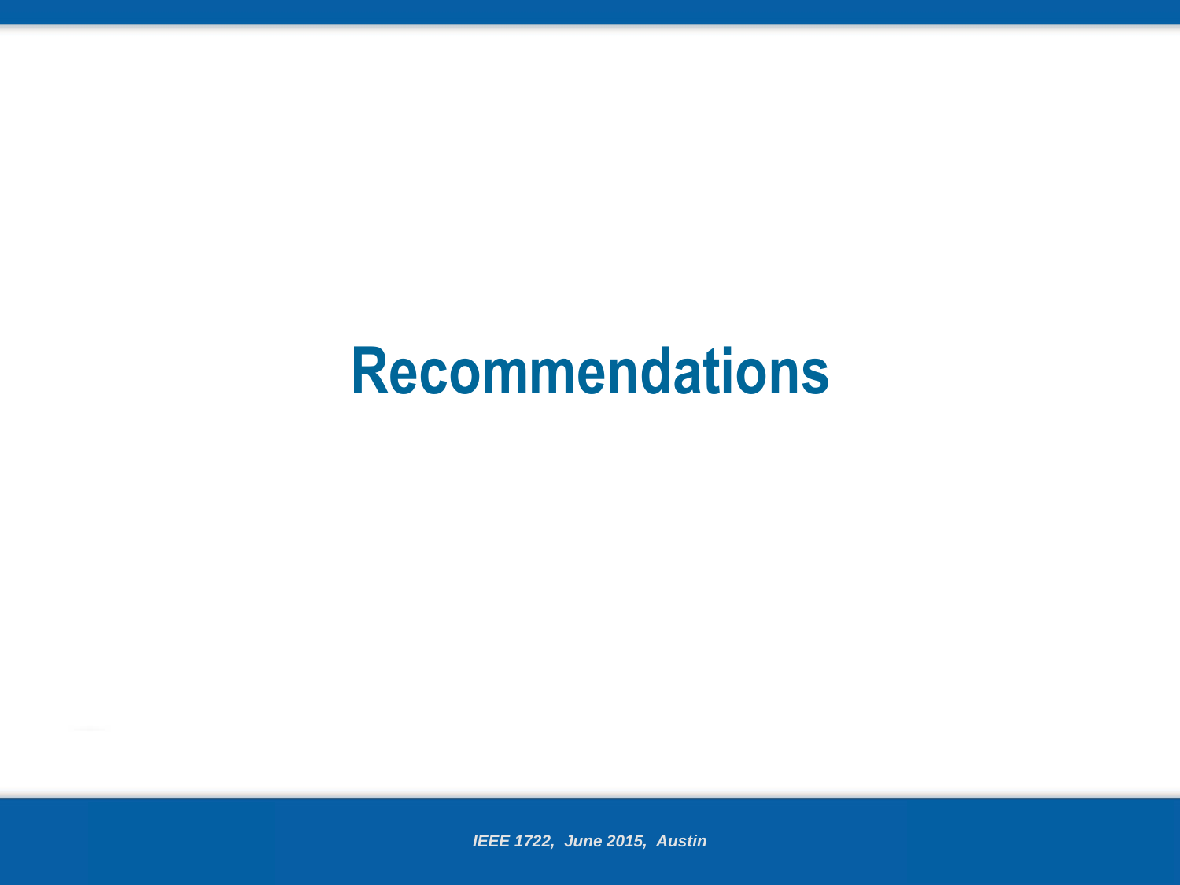# Recommendations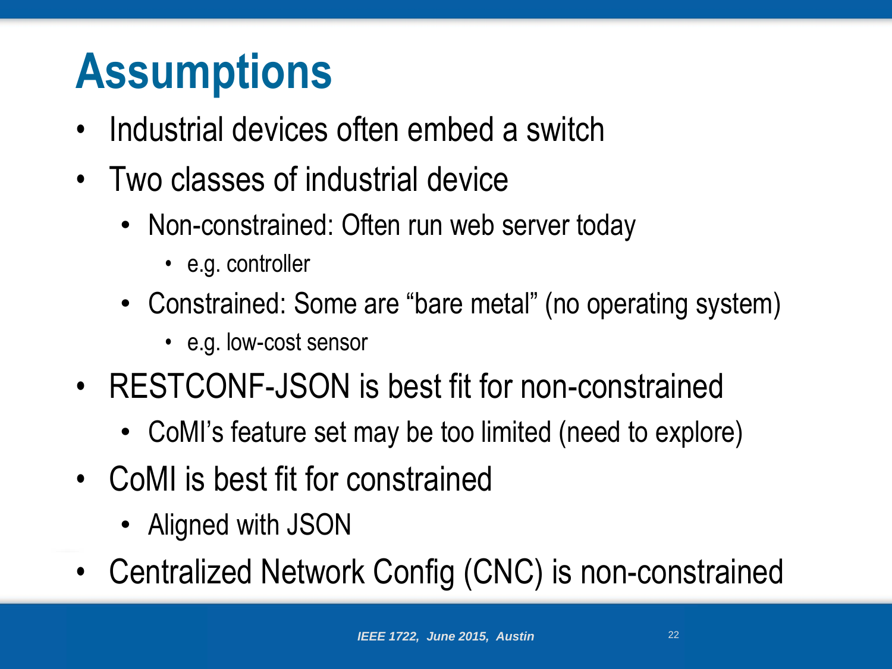# Assumptions

- Industrial devices often embed a switch
- Two classes of industrial device
  - Non-constrained: Often run web server today
    - e.g. controller
  - Constrained: Some are "bare metal" (no operating system)
    - e.g. low-cost sensor
- RESTCONF-JSON is best fit for non-constrained
  - CoMI's feature set may be too limited (need to explore)
- CoMI is best fit for constrained
  - Aligned with JSON
- Centralized Network Config (CNC) is non-constrained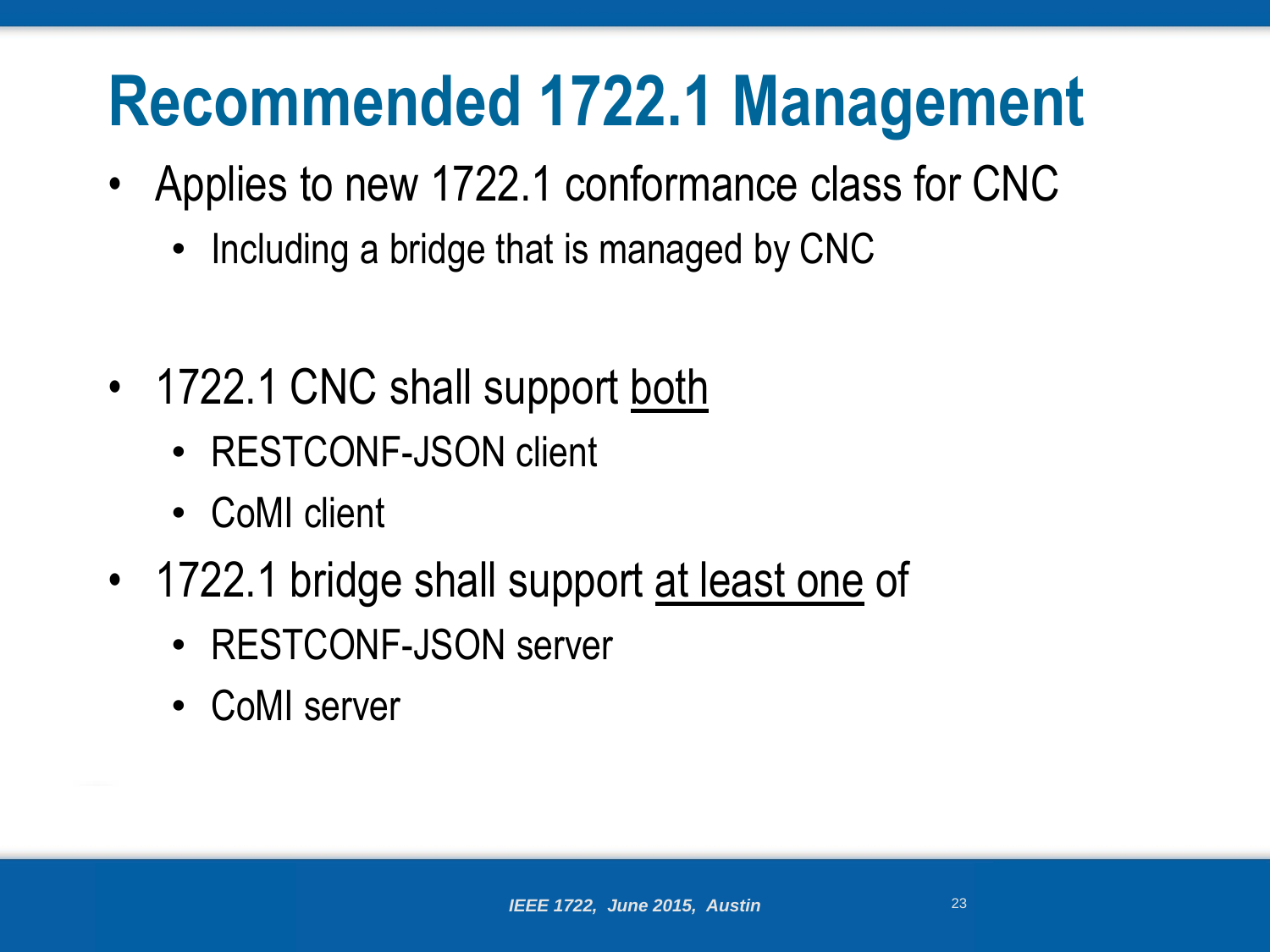# Recommended 1722.1 Management

- Applies to new 1722.1 conformance class for CNC
  - Including a bridge that is managed by CNC

- 1722.1 CNC shall support <u>both</u>
  - RESTCONF-JSON client
  - CoMI client
- 1722.1 bridge shall support <u>at least one</u> of
  - RESTCONF-JSON server
  - CoMI server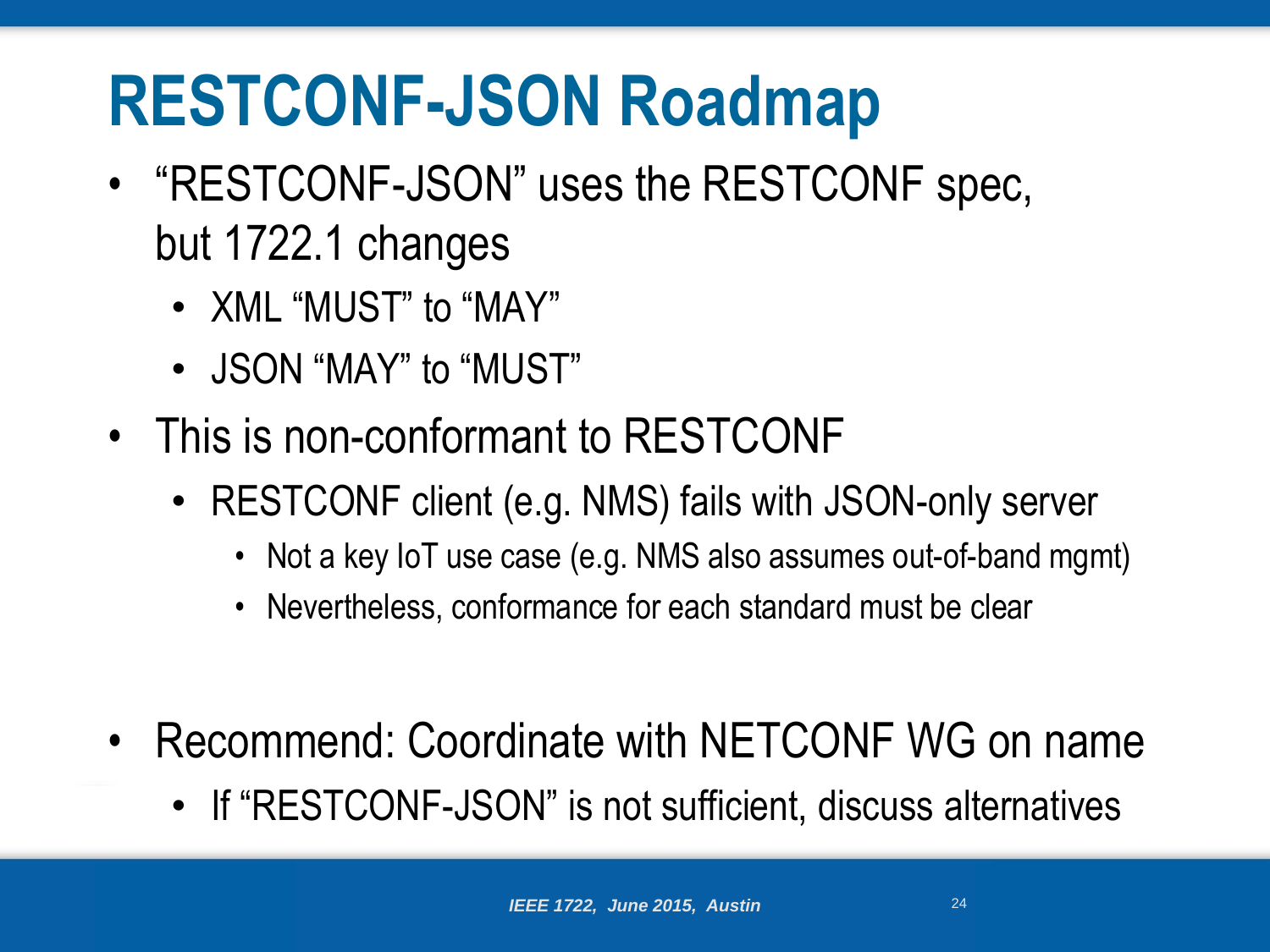# RESTCONF-JSON Roadmap

- "RESTCONF-JSON" uses the RESTCONF spec, but 1722.1 changes
  - XML "MUST" to "MAY"
  - JSON "MAY" to "MUST"
- This is non-conformant to RESTCONF
  - RESTCONF client (e.g. NMS) fails with JSON-only server
    - Not a key IoT use case (e.g. NMS also assumes out-of-band mgmt)
    - Nevertheless, conformance for each standard must be clear
- Recommend: Coordinate with NETCONF WG on name
  - If "RESTCONF-JSON" is not sufficient, discuss alternatives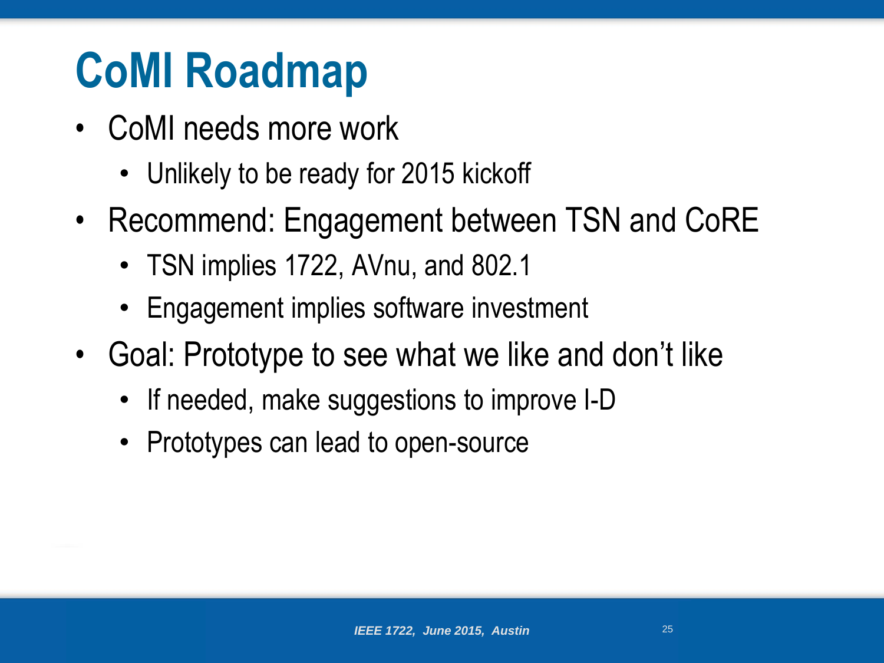# CoMI Roadmap

- CoMI needs more work
  - Unlikely to be ready for 2015 kickoff
- Recommend: Engagement between TSN and CoRE
  - TSN implies 1722, AVnu, and 802.1
  - Engagement implies software investment
- Goal: Prototype to see what we like and don’t like
  - If needed, make suggestions to improve I-D
  - Prototypes can lead to open-source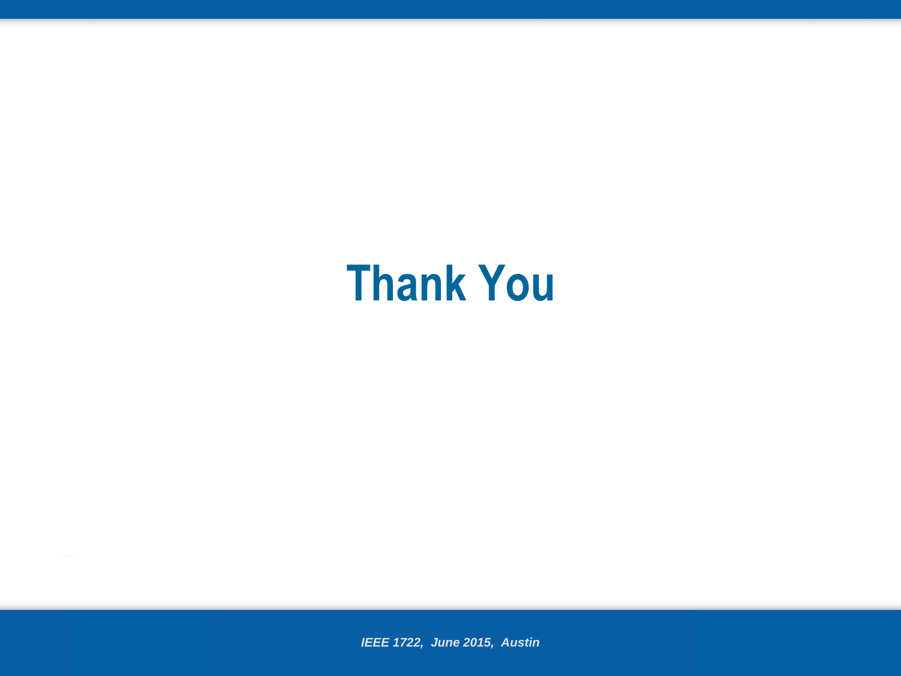# Thank You